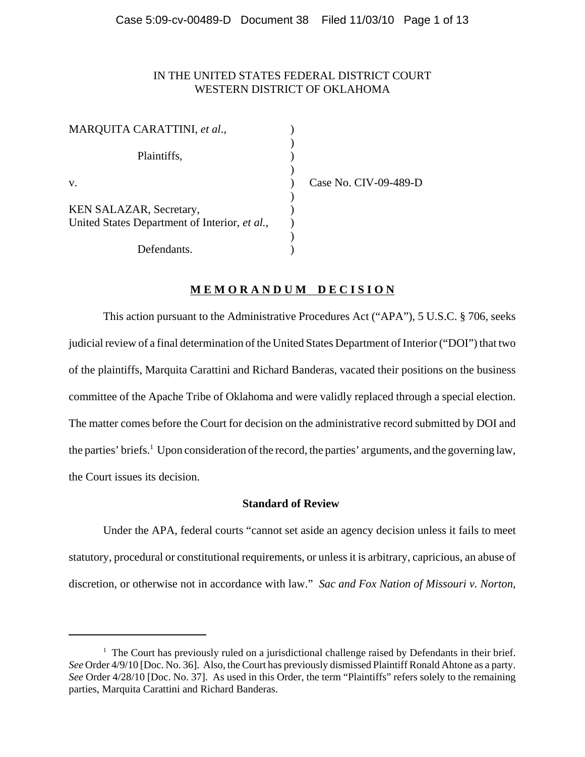IN THE UNITED STATES FEDERAL DISTRICT COURT
WESTERN DISTRICT OF OKLAHOMA

| | | |
|---|---|---|
| MARQUITA CARATTINI, *et al*., | ) | |
| Plaintiffs, | ) | |
| v. | ) | Case No. CIV-09-489-D |
| KEN SALAZAR, Secretary, United States Department of Interior, *et al.*, | ) | |
| Defendants. | ) | |

## **M E M O R A N D U M D E C I S I O N**

This action pursuant to the Administrative Procedures Act ("APA"), 5 U.S.C. § 706, seeks judicial review of a final determination of the United States Department of Interior ("DOI") that two of the plaintiffs, Marquita Carattini and Richard Banderas, vacated their positions on the business committee of the Apache Tribe of Oklahoma and were validly replaced through a special election. The matter comes before the Court for decision on the administrative record submitted by DOI and the parties' briefs.[1] Upon consideration of the record, the parties' arguments, and the governing law, the Court issues its decision.

### **Standard of Review**

Under the APA, federal courts "cannot set aside an agency decision unless it fails to meet statutory, procedural or constitutional requirements, or unless it is arbitrary, capricious, an abuse of discretion, or otherwise not in accordance with law." *Sac and Fox Nation of Missouri v. Norton*,

---

[1] The Court has previously ruled on a jurisdictional challenge raised by Defendants in their brief. *See* Order 4/9/10 [Doc. No. 36]. Also, the Court has previously dismissed Plaintiff Ronald Ahtone as a party. *See* Order 4/28/10 [Doc. No. 37]. As used in this Order, the term "Plaintiffs" refers solely to the remaining parties, Marquita Carattini and Richard Banderas.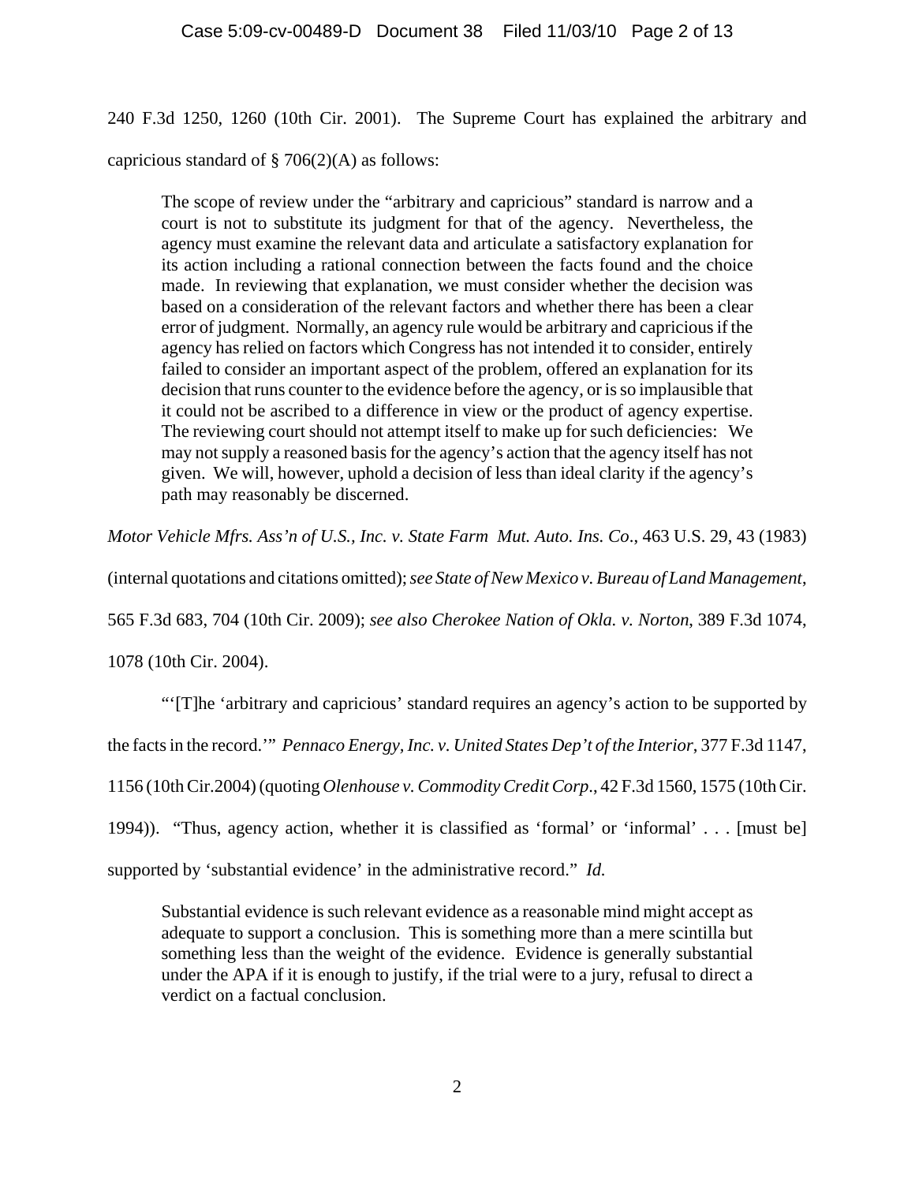240 F.3d 1250, 1260 (10th Cir. 2001). The Supreme Court has explained the arbitrary and capricious standard of § 706(2)(A) as follows:

> The scope of review under the "arbitrary and capricious" standard is narrow and a court is not to substitute its judgment for that of the agency. Nevertheless, the agency must examine the relevant data and articulate a satisfactory explanation for its action including a rational connection between the facts found and the choice made. In reviewing that explanation, we must consider whether the decision was based on a consideration of the relevant factors and whether there has been a clear error of judgment. Normally, an agency rule would be arbitrary and capricious if the agency has relied on factors which Congress has not intended it to consider, entirely failed to consider an important aspect of the problem, offered an explanation for its decision that runs counter to the evidence before the agency, or is so implausible that it could not be ascribed to a difference in view or the product of agency expertise. The reviewing court should not attempt itself to make up for such deficiencies: We may not supply a reasoned basis for the agency's action that the agency itself has not given. We will, however, uphold a decision of less than ideal clarity if the agency's path may reasonably be discerned.

*Motor Vehicle Mfrs. Ass'n of U.S., Inc. v. State Farm Mut. Auto. Ins. Co*., 463 U.S. 29, 43 (1983) (internal quotations and citations omitted); *see State of New Mexico v. Bureau of Land Management*, 565 F.3d 683, 704 (10th Cir. 2009); *see also Cherokee Nation of Okla. v. Norton*, 389 F.3d 1074, 1078 (10th Cir. 2004).

"'[T]he 'arbitrary and capricious' standard requires an agency's action to be supported by the facts in the record.'" *Pennaco Energy, Inc. v. United States Dep't of the Interior*, 377 F.3d 1147, 1156 (10th Cir.2004) (quoting *Olenhouse v. Commodity Credit Corp*., 42 F.3d 1560, 1575 (10th Cir. 1994)). "Thus, agency action, whether it is classified as 'formal' or 'informal' . . . [must be] supported by 'substantial evidence' in the administrative record." *Id.*

> Substantial evidence is such relevant evidence as a reasonable mind might accept as adequate to support a conclusion. This is something more than a mere scintilla but something less than the weight of the evidence. Evidence is generally substantial under the APA if it is enough to justify, if the trial were to a jury, refusal to direct a verdict on a factual conclusion.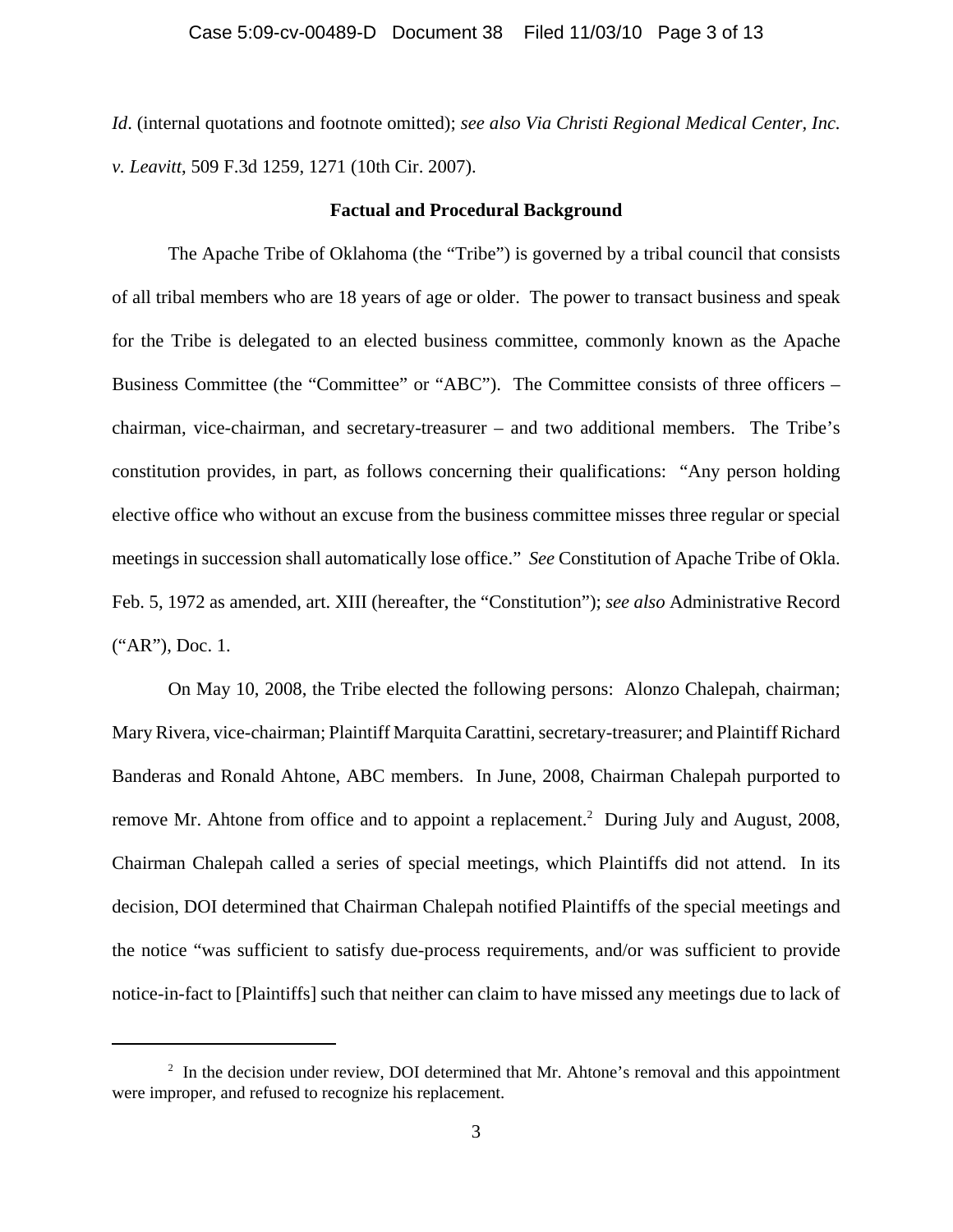*Id*. (internal quotations and footnote omitted); *see also Via Christi Regional Medical Center, Inc. v. Leavitt*, 509 F.3d 1259, 1271 (10th Cir. 2007).

**Factual and Procedural Background**

The Apache Tribe of Oklahoma (the "Tribe") is governed by a tribal council that consists of all tribal members who are 18 years of age or older. The power to transact business and speak for the Tribe is delegated to an elected business committee, commonly known as the Apache Business Committee (the "Committee" or "ABC"). The Committee consists of three officers – chairman, vice-chairman, and secretary-treasurer – and two additional members. The Tribe's constitution provides, in part, as follows concerning their qualifications: "Any person holding elective office who without an excuse from the business committee misses three regular or special meetings in succession shall automatically lose office." *See* Constitution of Apache Tribe of Okla. Feb. 5, 1972 as amended, art. XIII (hereafter, the "Constitution"); *see also* Administrative Record ("AR"), Doc. 1.

On May 10, 2008, the Tribe elected the following persons: Alonzo Chalepah, chairman; Mary Rivera, vice-chairman; Plaintiff Marquita Carattini, secretary-treasurer; and Plaintiff Richard Banderas and Ronald Ahtone, ABC members. In June, 2008, Chairman Chalepah purported to remove Mr. Ahtone from office and to appoint a replacement.[2] During July and August, 2008, Chairman Chalepah called a series of special meetings, which Plaintiffs did not attend. In its decision, DOI determined that Chairman Chalepah notified Plaintiffs of the special meetings and the notice "was sufficient to satisfy due-process requirements, and/or was sufficient to provide notice-in-fact to [Plaintiffs] such that neither can claim to have missed any meetings due to lack of

---

[2] In the decision under review, DOI determined that Mr. Ahtone's removal and this appointment were improper, and refused to recognize his replacement.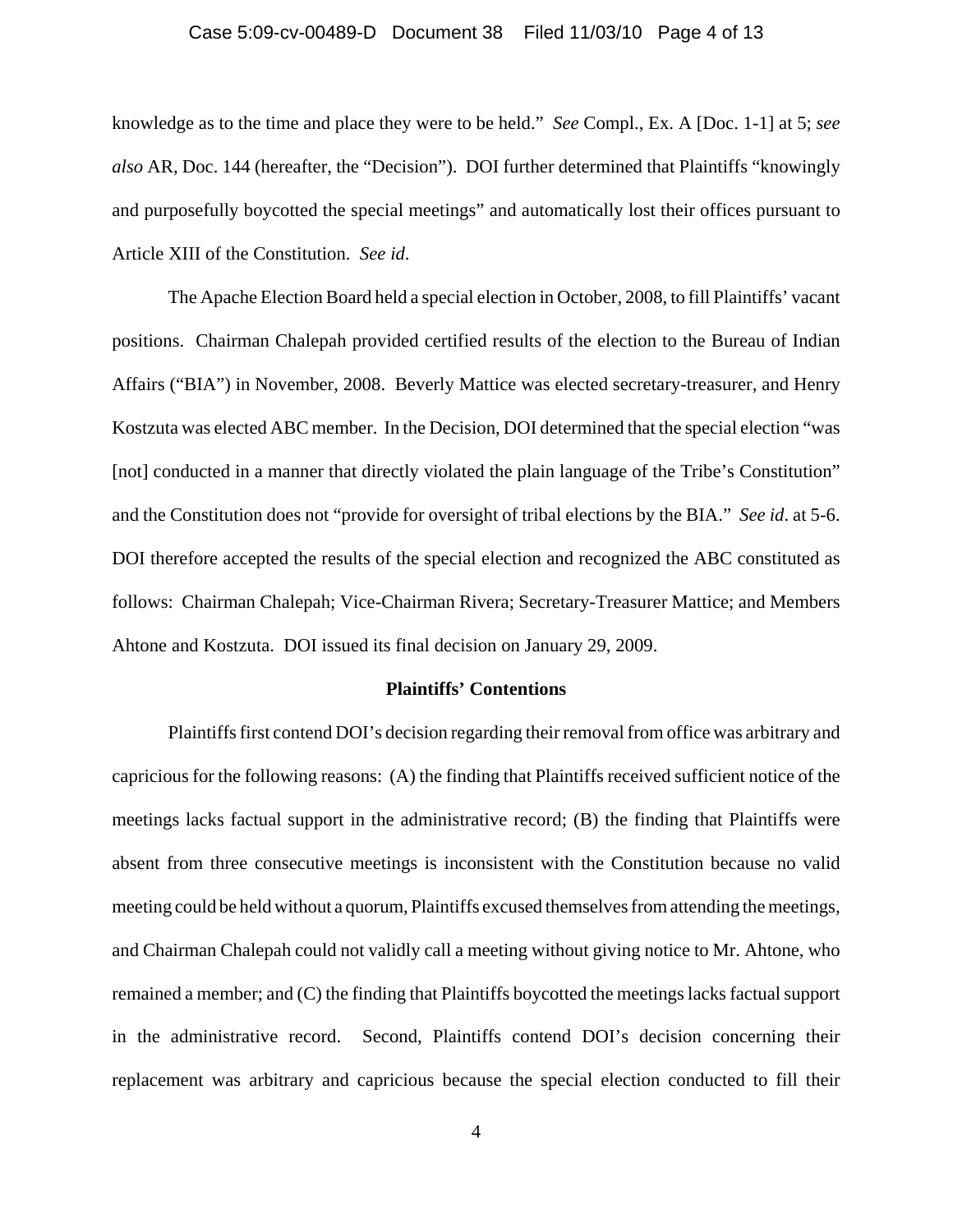knowledge as to the time and place they were to be held." *See* Compl., Ex. A [Doc. 1-1] at 5; *see also* AR, Doc. 144 (hereafter, the "Decision"). DOI further determined that Plaintiffs "knowingly and purposefully boycotted the special meetings" and automatically lost their offices pursuant to Article XIII of the Constitution. *See id.*

The Apache Election Board held a special election in October, 2008, to fill Plaintiffs' vacant positions. Chairman Chalepah provided certified results of the election to the Bureau of Indian Affairs ("BIA") in November, 2008. Beverly Mattice was elected secretary-treasurer, and Henry Kostzuta was elected ABC member. In the Decision, DOI determined that the special election "was [not] conducted in a manner that directly violated the plain language of the Tribe's Constitution" and the Constitution does not "provide for oversight of tribal elections by the BIA." *See id.* at 5-6. DOI therefore accepted the results of the special election and recognized the ABC constituted as follows: Chairman Chalepah; Vice-Chairman Rivera; Secretary-Treasurer Mattice; and Members Ahtone and Kostzuta. DOI issued its final decision on January 29, 2009.

**Plaintiffs' Contentions**

Plaintiffs first contend DOI's decision regarding their removal from office was arbitrary and capricious for the following reasons: (A) the finding that Plaintiffs received sufficient notice of the meetings lacks factual support in the administrative record; (B) the finding that Plaintiffs were absent from three consecutive meetings is inconsistent with the Constitution because no valid meeting could be held without a quorum, Plaintiffs excused themselves from attending the meetings, and Chairman Chalepah could not validly call a meeting without giving notice to Mr. Ahtone, who remained a member; and (C) the finding that Plaintiffs boycotted the meetings lacks factual support in the administrative record. Second, Plaintiffs contend DOI's decision concerning their replacement was arbitrary and capricious because the special election conducted to fill their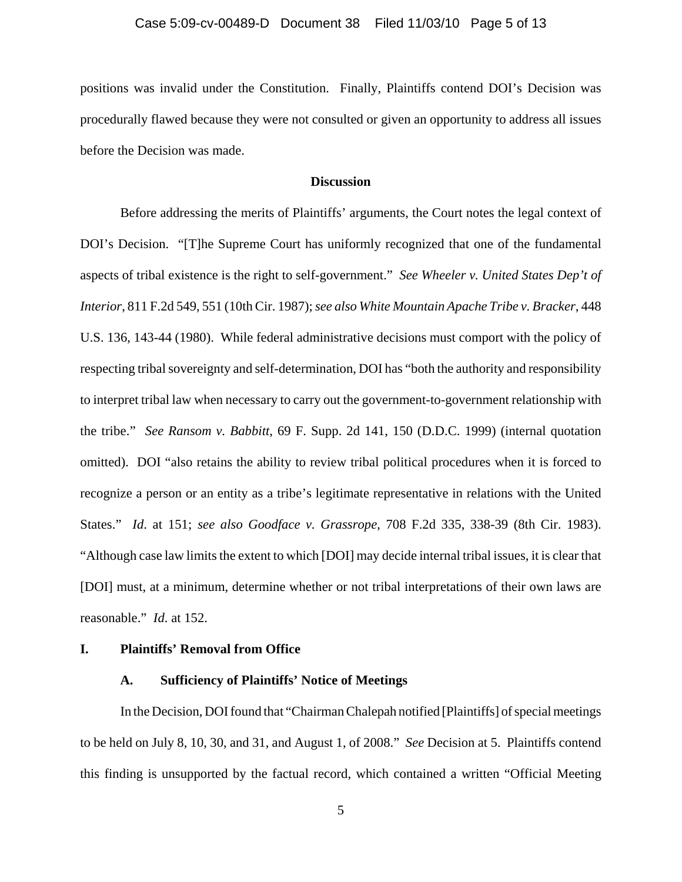positions was invalid under the Constitution. Finally, Plaintiffs contend DOI's Decision was procedurally flawed because they were not consulted or given an opportunity to address all issues before the Decision was made.

## Discussion

Before addressing the merits of Plaintiffs' arguments, the Court notes the legal context of DOI's Decision. "[T]he Supreme Court has uniformly recognized that one of the fundamental aspects of tribal existence is the right to self-government." *See Wheeler v. United States Dep't of Interior*, 811 F.2d 549, 551 (10th Cir. 1987); *see also White Mountain Apache Tribe v. Bracker*, 448 U.S. 136, 143-44 (1980). While federal administrative decisions must comport with the policy of respecting tribal sovereignty and self-determination, DOI has "both the authority and responsibility to interpret tribal law when necessary to carry out the government-to-government relationship with the tribe." *See Ransom v. Babbitt*, 69 F. Supp. 2d 141, 150 (D.D.C. 1999) (internal quotation omitted). DOI "also retains the ability to review tribal political procedures when it is forced to recognize a person or an entity as a tribe's legitimate representative in relations with the United States." *Id*. at 151; *see also Goodface v. Grassrope*, 708 F.2d 335, 338-39 (8th Cir. 1983). "Although case law limits the extent to which [DOI] may decide internal tribal issues, it is clear that [DOI] must, at a minimum, determine whether or not tribal interpretations of their own laws are reasonable." *Id*. at 152.

### I. Plaintiffs' Removal from Office

#### A. Sufficiency of Plaintiffs' Notice of Meetings

In the Decision, DOI found that "Chairman Chalepah notified [Plaintiffs] of special meetings to be held on July 8, 10, 30, and 31, and August 1, of 2008." *See* Decision at 5. Plaintiffs contend this finding is unsupported by the factual record, which contained a written "Official Meeting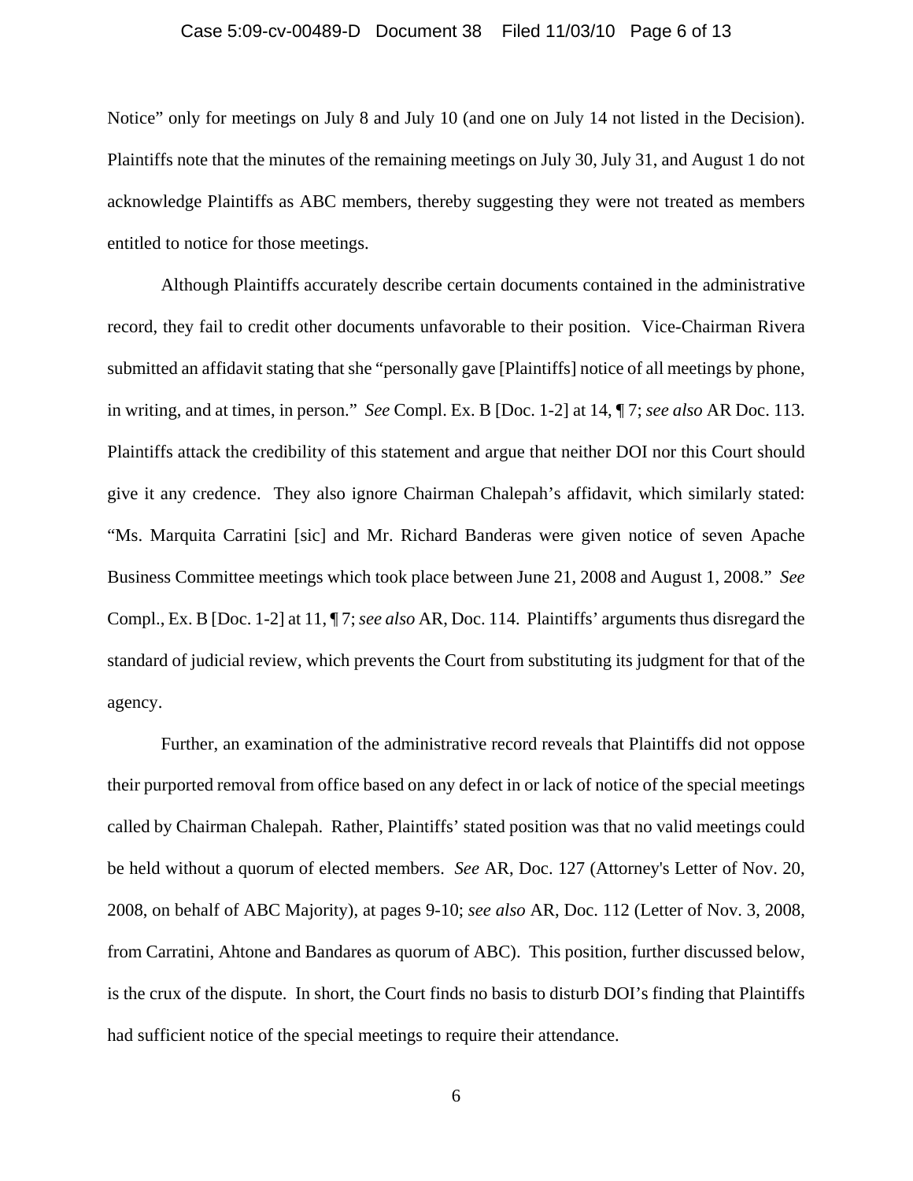Notice" only for meetings on July 8 and July 10 (and one on July 14 not listed in the Decision). Plaintiffs note that the minutes of the remaining meetings on July 30, July 31, and August 1 do not acknowledge Plaintiffs as ABC members, thereby suggesting they were not treated as members entitled to notice for those meetings.

Although Plaintiffs accurately describe certain documents contained in the administrative record, they fail to credit other documents unfavorable to their position. Vice-Chairman Rivera submitted an affidavit stating that she "personally gave [Plaintiffs] notice of all meetings by phone, in writing, and at times, in person." *See* Compl. Ex. B [Doc. 1-2] at 14, ¶ 7; *see also* AR Doc. 113. Plaintiffs attack the credibility of this statement and argue that neither DOI nor this Court should give it any credence. They also ignore Chairman Chalepah's affidavit, which similarly stated: "Ms. Marquita Carratini [sic] and Mr. Richard Banderas were given notice of seven Apache Business Committee meetings which took place between June 21, 2008 and August 1, 2008." *See* Compl., Ex. B [Doc. 1-2] at 11, ¶ 7; *see also* AR, Doc. 114. Plaintiffs' arguments thus disregard the standard of judicial review, which prevents the Court from substituting its judgment for that of the agency.

Further, an examination of the administrative record reveals that Plaintiffs did not oppose their purported removal from office based on any defect in or lack of notice of the special meetings called by Chairman Chalepah. Rather, Plaintiffs' stated position was that no valid meetings could be held without a quorum of elected members. *See* AR, Doc. 127 (Attorney's Letter of Nov. 20, 2008, on behalf of ABC Majority), at pages 9-10; *see also* AR, Doc. 112 (Letter of Nov. 3, 2008, from Carratini, Ahtone and Bandares as quorum of ABC). This position, further discussed below, is the crux of the dispute. In short, the Court finds no basis to disturb DOI's finding that Plaintiffs had sufficient notice of the special meetings to require their attendance.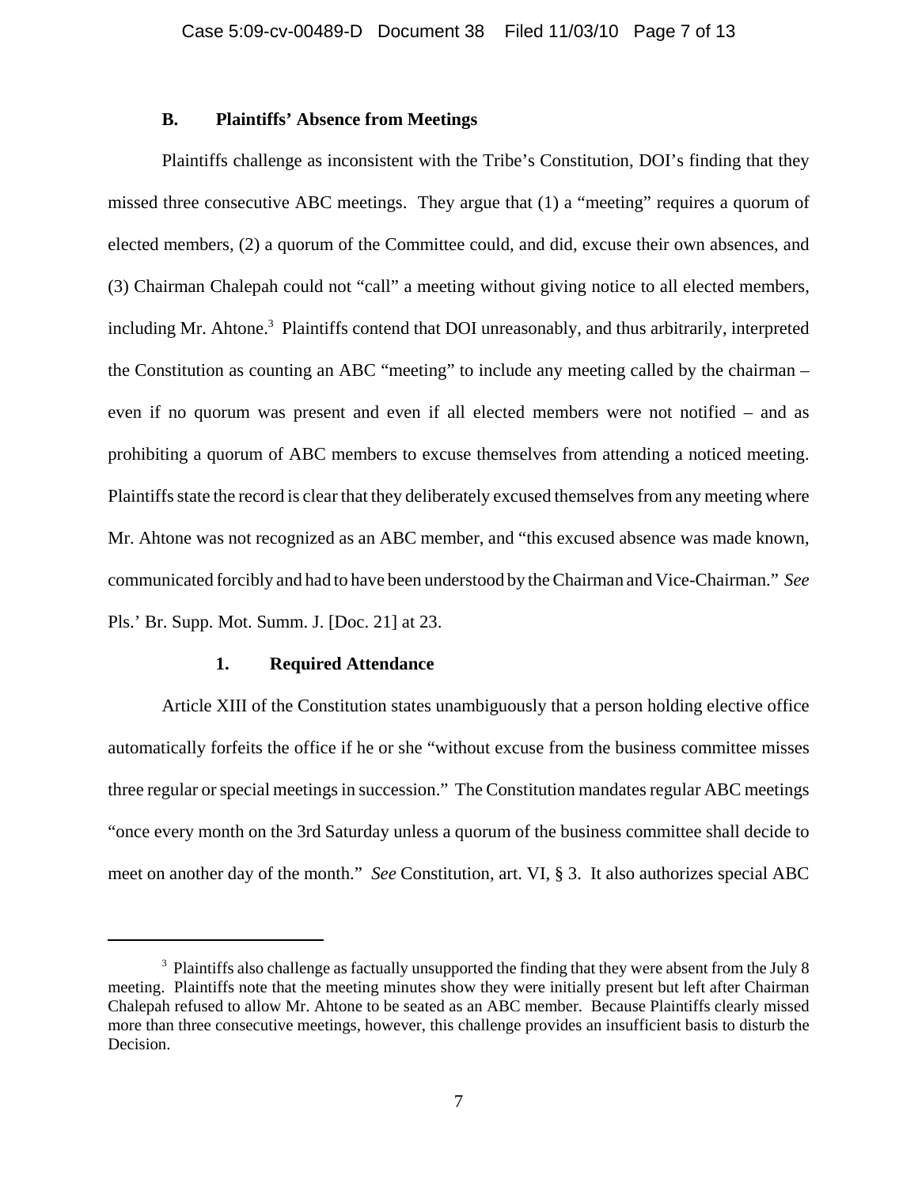### B. Plaintiffs' Absence from Meetings

Plaintiffs challenge as inconsistent with the Tribe's Constitution, DOI's finding that they missed three consecutive ABC meetings. They argue that (1) a "meeting" requires a quorum of elected members, (2) a quorum of the Committee could, and did, excuse their own absences, and (3) Chairman Chalepah could not "call" a meeting without giving notice to all elected members, including Mr. Ahtone.[3] Plaintiffs contend that DOI unreasonably, and thus arbitrarily, interpreted the Constitution as counting an ABC "meeting" to include any meeting called by the chairman – even if no quorum was present and even if all elected members were not notified – and as prohibiting a quorum of ABC members to excuse themselves from attending a noticed meeting. Plaintiffs state the record is clear that they deliberately excused themselves from any meeting where Mr. Ahtone was not recognized as an ABC member, and "this excused absence was made known, communicated forcibly and had to have been understood by the Chairman and Vice-Chairman." *See* Pls.' Br. Supp. Mot. Summ. J. [Doc. 21] at 23.

#### 1. Required Attendance

Article XIII of the Constitution states unambiguously that a person holding elective office automatically forfeits the office if he or she "without excuse from the business committee misses three regular or special meetings in succession." The Constitution mandates regular ABC meetings "once every month on the 3rd Saturday unless a quorum of the business committee shall decide to meet on another day of the month." *See* Constitution, art. VI, § 3. It also authorizes special ABC

[3] Plaintiffs also challenge as factually unsupported the finding that they were absent from the July 8 meeting. Plaintiffs note that the meeting minutes show they were initially present but left after Chairman Chalepah refused to allow Mr. Ahtone to be seated as an ABC member. Because Plaintiffs clearly missed more than three consecutive meetings, however, this challenge provides an insufficient basis to disturb the Decision.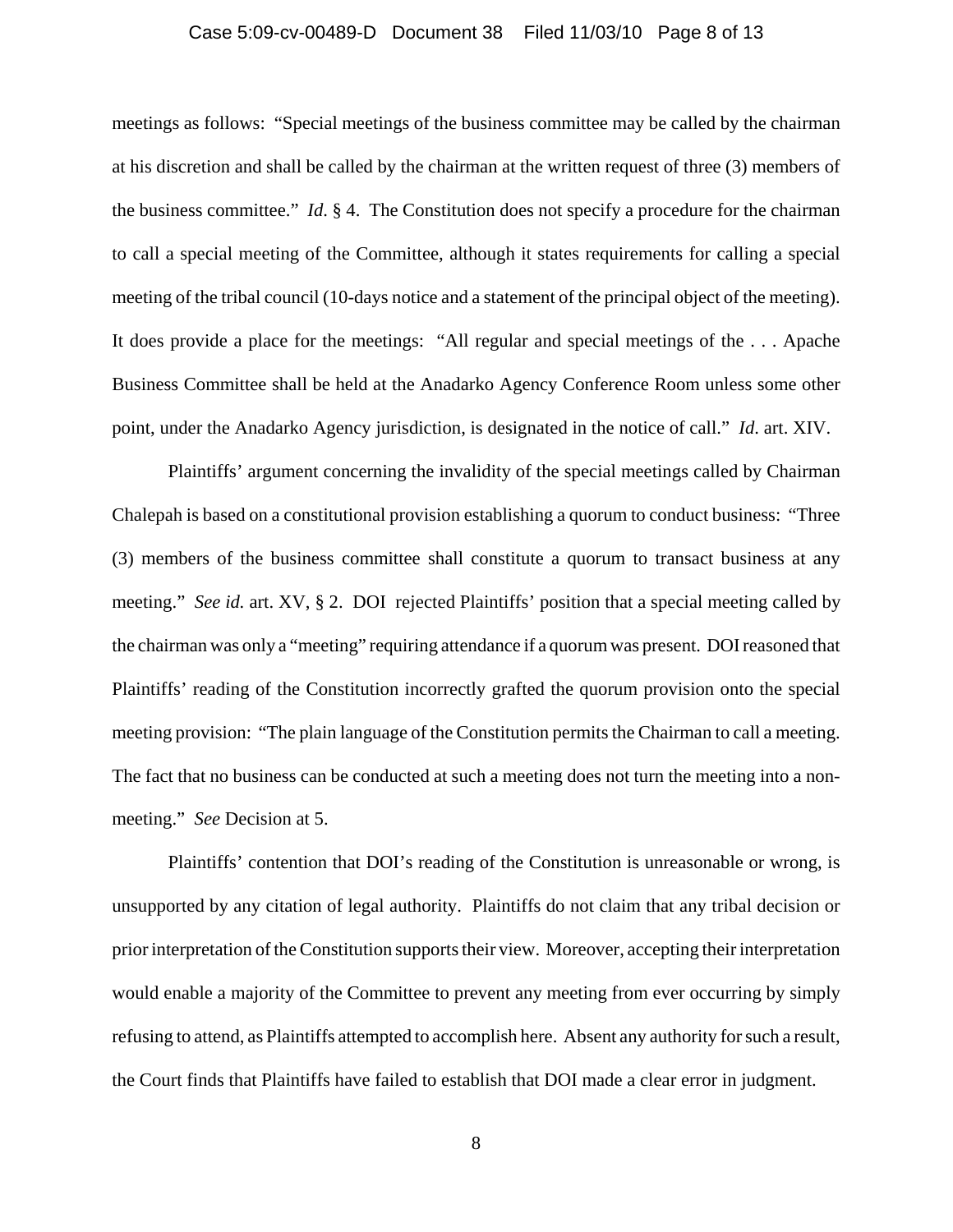meetings as follows: "Special meetings of the business committee may be called by the chairman at his discretion and shall be called by the chairman at the written request of three (3) members of the business committee." *Id.* § 4. The Constitution does not specify a procedure for the chairman to call a special meeting of the Committee, although it states requirements for calling a special meeting of the tribal council (10-days notice and a statement of the principal object of the meeting). It does provide a place for the meetings: "All regular and special meetings of the . . . Apache Business Committee shall be held at the Anadarko Agency Conference Room unless some other point, under the Anadarko Agency jurisdiction, is designated in the notice of call." *Id.* art. XIV.

Plaintiffs' argument concerning the invalidity of the special meetings called by Chairman Chalepah is based on a constitutional provision establishing a quorum to conduct business: "Three (3) members of the business committee shall constitute a quorum to transact business at any meeting." *See id.* art. XV, § 2. DOI rejected Plaintiffs' position that a special meeting called by the chairman was only a "meeting" requiring attendance if a quorum was present. DOI reasoned that Plaintiffs' reading of the Constitution incorrectly grafted the quorum provision onto the special meeting provision: "The plain language of the Constitution permits the Chairman to call a meeting. The fact that no business can be conducted at such a meeting does not turn the meeting into a non-meeting." *See* Decision at 5.

Plaintiffs' contention that DOI's reading of the Constitution is unreasonable or wrong, is unsupported by any citation of legal authority. Plaintiffs do not claim that any tribal decision or prior interpretation of the Constitution supports their view. Moreover, accepting their interpretation would enable a majority of the Committee to prevent any meeting from ever occurring by simply refusing to attend, as Plaintiffs attempted to accomplish here. Absent any authority for such a result, the Court finds that Plaintiffs have failed to establish that DOI made a clear error in judgment.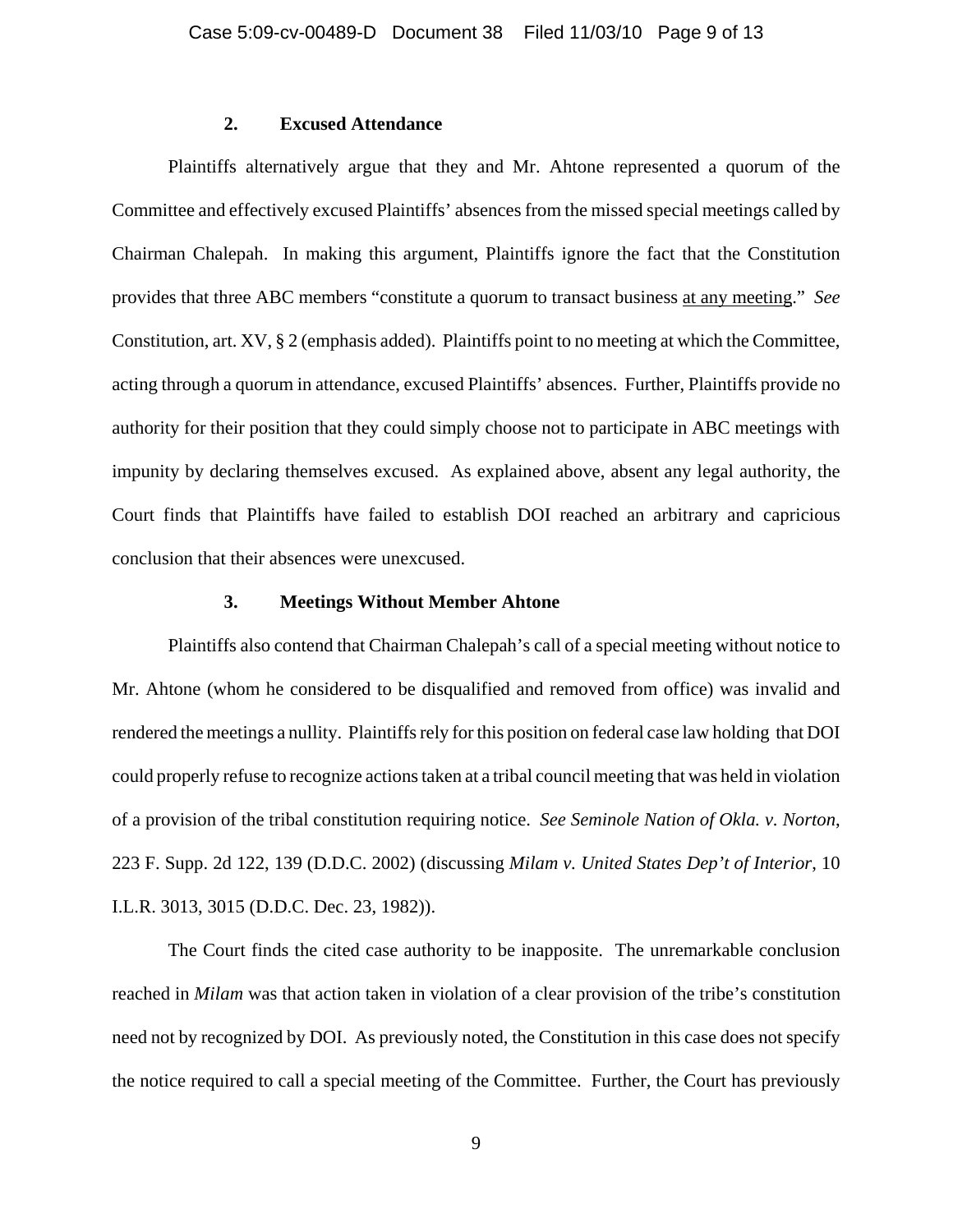### 2. Excused Attendance

Plaintiffs alternatively argue that they and Mr. Ahtone represented a quorum of the Committee and effectively excused Plaintiffs' absences from the missed special meetings called by Chairman Chalepah. In making this argument, Plaintiffs ignore the fact that the Constitution provides that three ABC members "constitute a quorum to transact business <u>at any meeting</u>." *See* Constitution, art. XV, § 2 (emphasis added). Plaintiffs point to no meeting at which the Committee, acting through a quorum in attendance, excused Plaintiffs' absences. Further, Plaintiffs provide no authority for their position that they could simply choose not to participate in ABC meetings with impunity by declaring themselves excused. As explained above, absent any legal authority, the Court finds that Plaintiffs have failed to establish DOI reached an arbitrary and capricious conclusion that their absences were unexcused.

### 3. Meetings Without Member Ahtone

Plaintiffs also contend that Chairman Chalepah's call of a special meeting without notice to Mr. Ahtone (whom he considered to be disqualified and removed from office) was invalid and rendered the meetings a nullity. Plaintiffs rely for this position on federal case law holding that DOI could properly refuse to recognize actions taken at a tribal council meeting that was held in violation of a provision of the tribal constitution requiring notice. *See Seminole Nation of Okla. v. Norton*, 223 F. Supp. 2d 122, 139 (D.D.C. 2002) (discussing *Milam v. United States Dep't of Interior*, 10 I.L.R. 3013, 3015 (D.D.C. Dec. 23, 1982)).

The Court finds the cited case authority to be inapposite. The unremarkable conclusion reached in *Milam* was that action taken in violation of a clear provision of the tribe's constitution need not by recognized by DOI. As previously noted, the Constitution in this case does not specify the notice required to call a special meeting of the Committee. Further, the Court has previously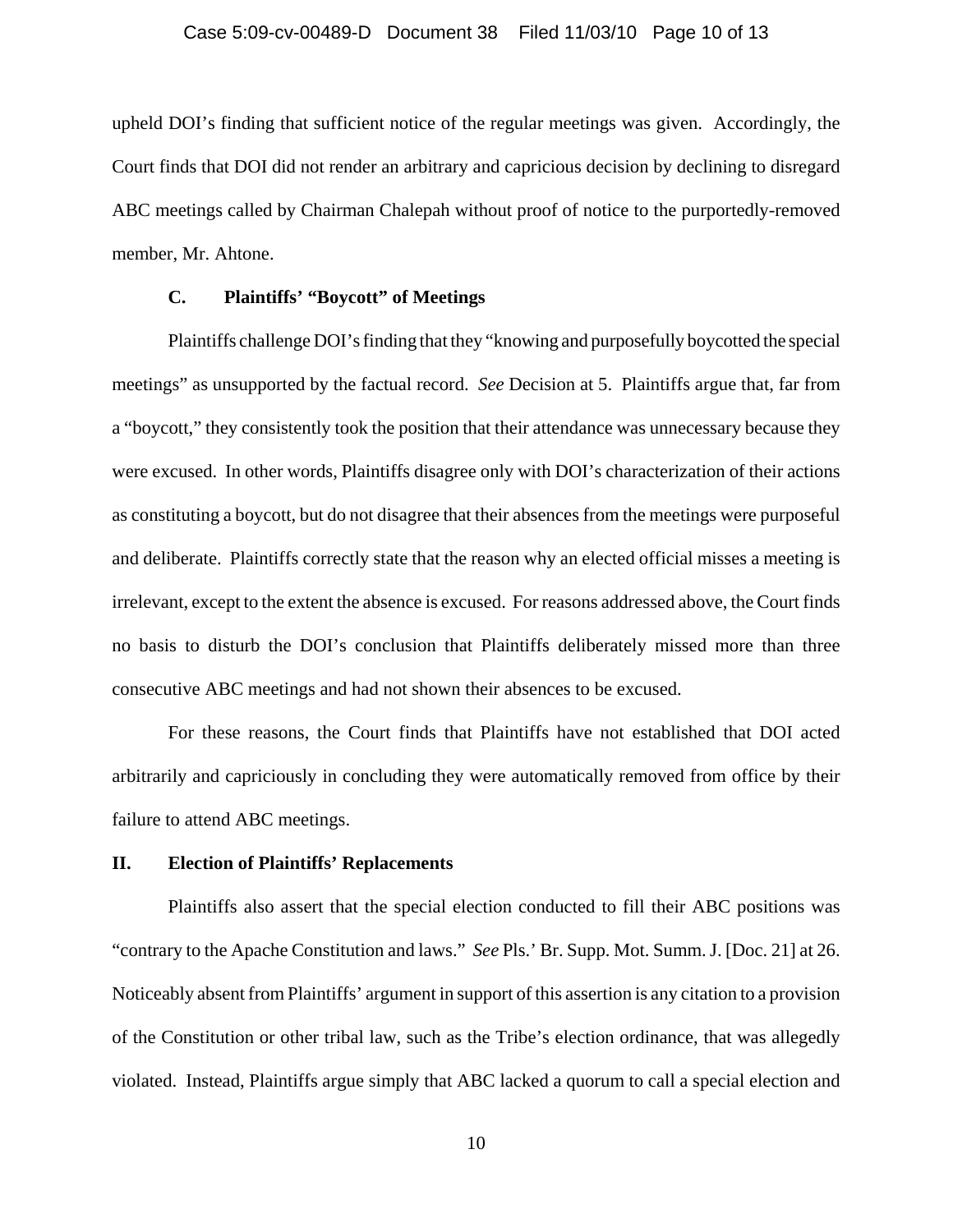upheld DOI's finding that sufficient notice of the regular meetings was given. Accordingly, the Court finds that DOI did not render an arbitrary and capricious decision by declining to disregard ABC meetings called by Chairman Chalepah without proof of notice to the purportedly-removed member, Mr. Ahtone.

### C. Plaintiffs' "Boycott" of Meetings

Plaintiffs challenge DOI's finding that they "knowing and purposefully boycotted the special meetings" as unsupported by the factual record. *See* Decision at 5. Plaintiffs argue that, far from a "boycott," they consistently took the position that their attendance was unnecessary because they were excused. In other words, Plaintiffs disagree only with DOI's characterization of their actions as constituting a boycott, but do not disagree that their absences from the meetings were purposeful and deliberate. Plaintiffs correctly state that the reason why an elected official misses a meeting is irrelevant, except to the extent the absence is excused. For reasons addressed above, the Court finds no basis to disturb the DOI's conclusion that Plaintiffs deliberately missed more than three consecutive ABC meetings and had not shown their absences to be excused.

For these reasons, the Court finds that Plaintiffs have not established that DOI acted arbitrarily and capriciously in concluding they were automatically removed from office by their failure to attend ABC meetings.

## II. Election of Plaintiffs' Replacements

Plaintiffs also assert that the special election conducted to fill their ABC positions was "contrary to the Apache Constitution and laws." *See* Pls.' Br. Supp. Mot. Summ. J. [Doc. 21] at 26. Noticeably absent from Plaintiffs' argument in support of this assertion is any citation to a provision of the Constitution or other tribal law, such as the Tribe's election ordinance, that was allegedly violated. Instead, Plaintiffs argue simply that ABC lacked a quorum to call a special election and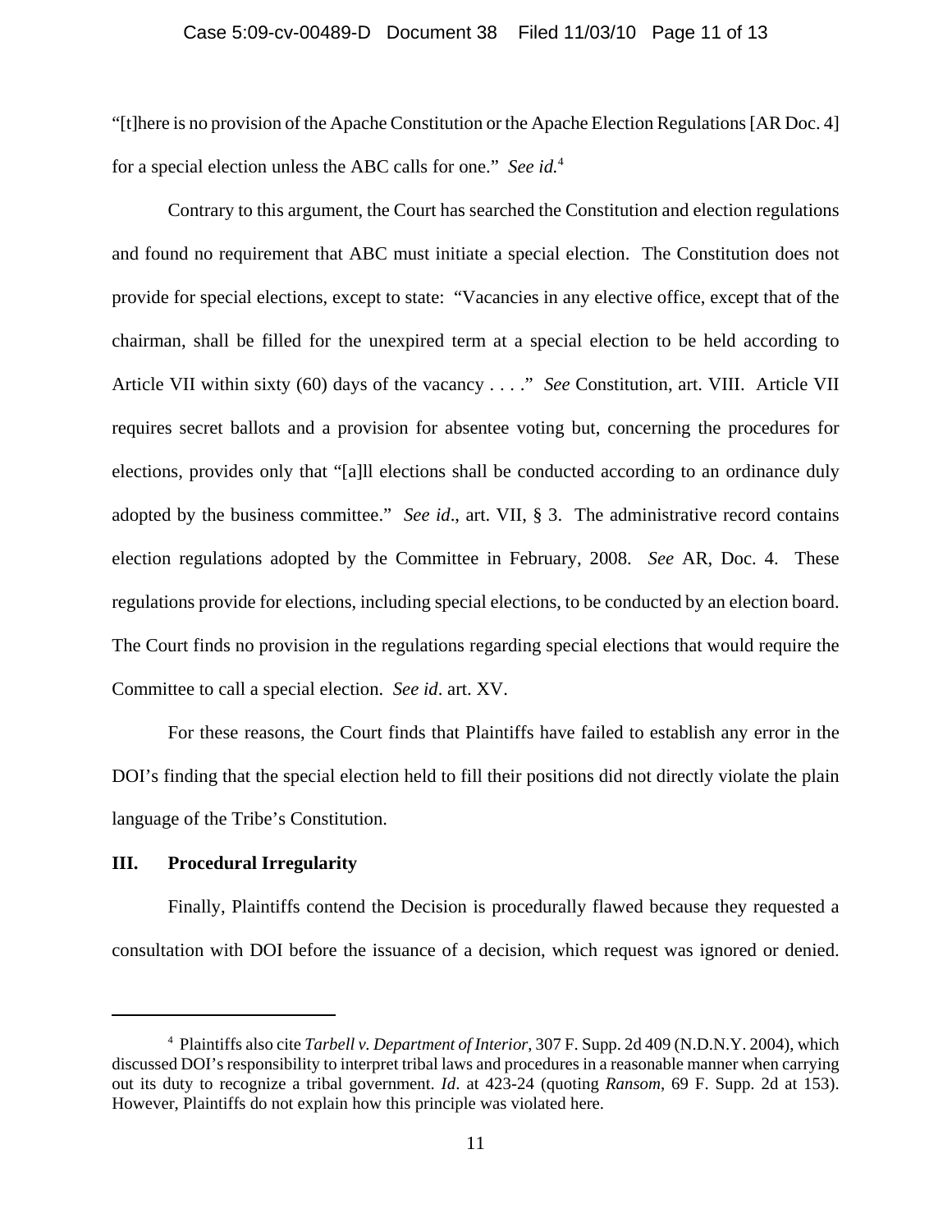"[t]here is no provision of the Apache Constitution or the Apache Election Regulations [AR Doc. 4] for a special election unless the ABC calls for one." *See id.*[4]

Contrary to this argument, the Court has searched the Constitution and election regulations and found no requirement that ABC must initiate a special election. The Constitution does not provide for special elections, except to state: "Vacancies in any elective office, except that of the chairman, shall be filled for the unexpired term at a special election to be held according to Article VII within sixty (60) days of the vacancy . . . ." *See* Constitution, art. VIII. Article VII requires secret ballots and a provision for absentee voting but, concerning the procedures for elections, provides only that "[a]ll elections shall be conducted according to an ordinance duly adopted by the business committee." *See id*., art. VII, § 3. The administrative record contains election regulations adopted by the Committee in February, 2008. *See* AR, Doc. 4. These regulations provide for elections, including special elections, to be conducted by an election board. The Court finds no provision in the regulations regarding special elections that would require the Committee to call a special election. *See id*. art. XV.

For these reasons, the Court finds that Plaintiffs have failed to establish any error in the DOI's finding that the special election held to fill their positions did not directly violate the plain language of the Tribe's Constitution.

## III. Procedural Irregularity

Finally, Plaintiffs contend the Decision is procedurally flawed because they requested a consultation with DOI before the issuance of a decision, which request was ignored or denied.

---

[4] Plaintiffs also cite *Tarbell v. Department of Interior*, 307 F. Supp. 2d 409 (N.D.N.Y. 2004), which discussed DOI's responsibility to interpret tribal laws and procedures in a reasonable manner when carrying out its duty to recognize a tribal government. *Id*. at 423-24 (quoting *Ransom*, 69 F. Supp. 2d at 153). However, Plaintiffs do not explain how this principle was violated here.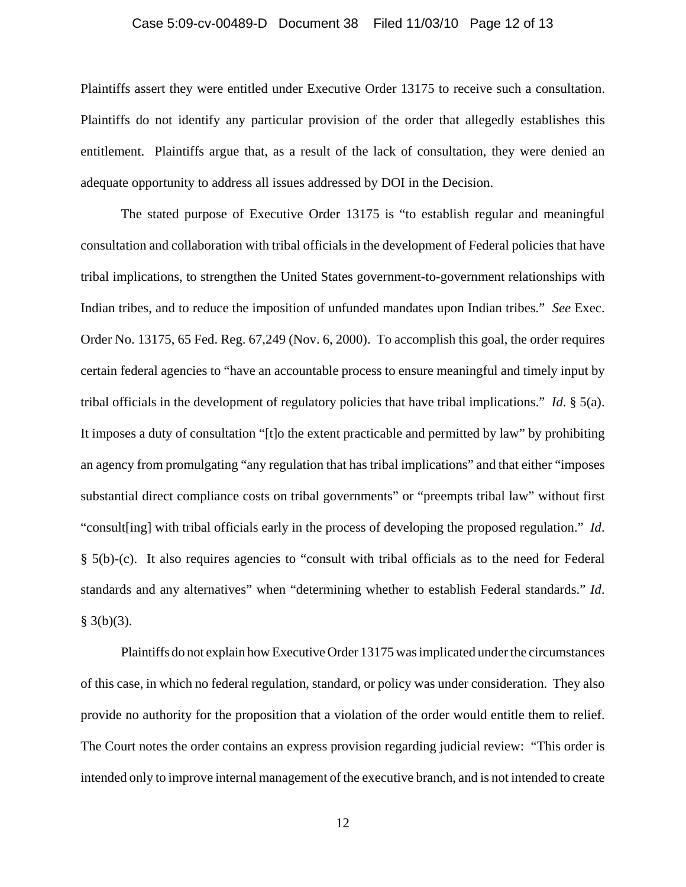Plaintiffs assert they were entitled under Executive Order 13175 to receive such a consultation. Plaintiffs do not identify any particular provision of the order that allegedly establishes this entitlement. Plaintiffs argue that, as a result of the lack of consultation, they were denied an adequate opportunity to address all issues addressed by DOI in the Decision.

The stated purpose of Executive Order 13175 is "to establish regular and meaningful consultation and collaboration with tribal officials in the development of Federal policies that have tribal implications, to strengthen the United States government-to-government relationships with Indian tribes, and to reduce the imposition of unfunded mandates upon Indian tribes." *See* Exec. Order No. 13175, 65 Fed. Reg. 67,249 (Nov. 6, 2000). To accomplish this goal, the order requires certain federal agencies to "have an accountable process to ensure meaningful and timely input by tribal officials in the development of regulatory policies that have tribal implications." *Id*. § 5(a). It imposes a duty of consultation "[t]o the extent practicable and permitted by law" by prohibiting an agency from promulgating "any regulation that has tribal implications" and that either "imposes substantial direct compliance costs on tribal governments" or "preempts tribal law" without first "consult[ing] with tribal officials early in the process of developing the proposed regulation." *Id*. § 5(b)-(c). It also requires agencies to "consult with tribal officials as to the need for Federal standards and any alternatives" when "determining whether to establish Federal standards." *Id*. § 3(b)(3).

Plaintiffs do not explain how Executive Order 13175 was implicated under the circumstances of this case, in which no federal regulation, standard, or policy was under consideration. They also provide no authority for the proposition that a violation of the order would entitle them to relief. The Court notes the order contains an express provision regarding judicial review: "This order is intended only to improve internal management of the executive branch, and is not intended to create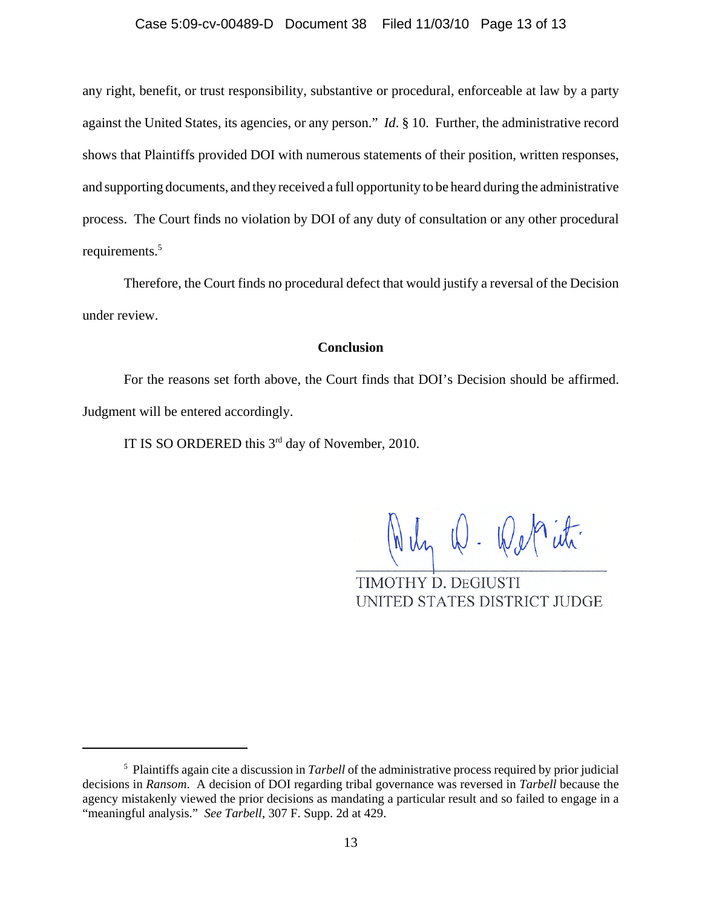any right, benefit, or trust responsibility, substantive or procedural, enforceable at law by a party against the United States, its agencies, or any person." *Id*. § 10. Further, the administrative record shows that Plaintiffs provided DOI with numerous statements of their position, written responses, and supporting documents, and they received a full opportunity to be heard during the administrative process. The Court finds no violation by DOI of any duty of consultation or any other procedural requirements.[5]

Therefore, the Court finds no procedural defect that would justify a reversal of the Decision under review.

**Conclusion**

For the reasons set forth above, the Court finds that DOI's Decision should be affirmed. Judgment will be entered accordingly.

IT IS SO ORDERED this 3rd day of November, 2010.

TIMOTHY D. DEGIUSTI
UNITED STATES DISTRICT JUDGE

---

[5] Plaintiffs again cite a discussion in *Tarbell* of the administrative process required by prior judicial decisions in *Ransom*. A decision of DOI regarding tribal governance was reversed in *Tarbell* because the agency mistakenly viewed the prior decisions as mandating a particular result and so failed to engage in a "meaningful analysis." *See Tarbell*, 307 F. Supp. 2d at 429.